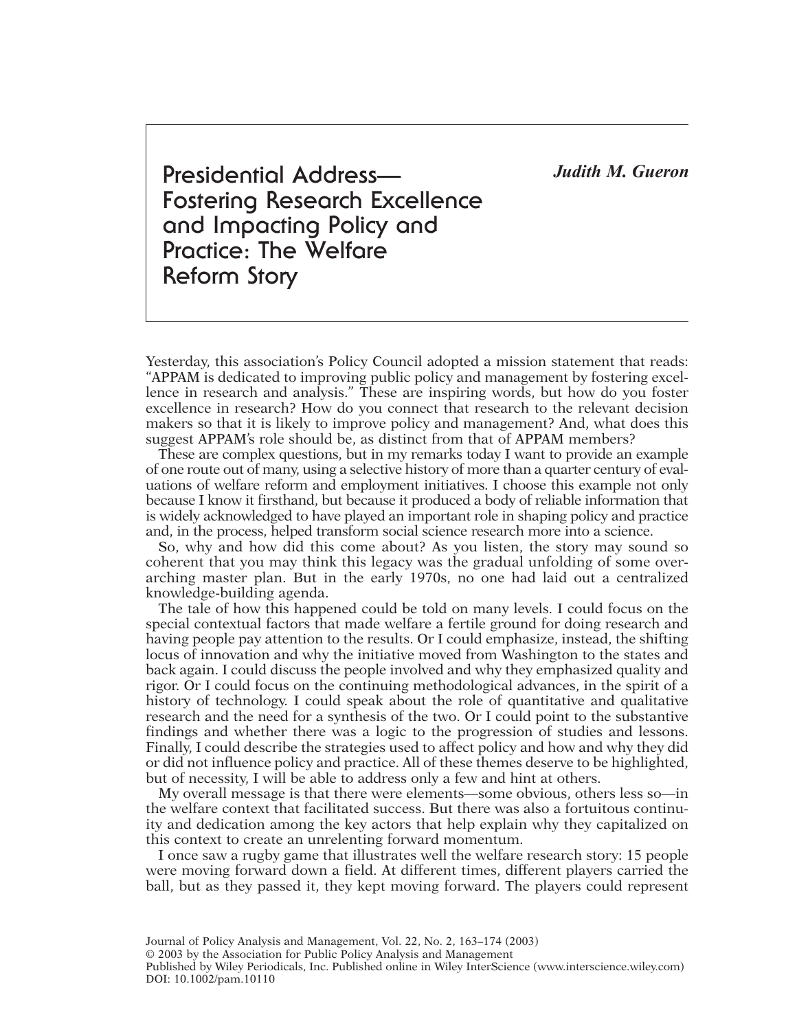# Presidential Address—Fostering Research Excellence and Impacting Policy and Practice: The Welfare Reform Story

***Judith M. Gueron***

Yesterday, this association's Policy Council adopted a mission statement that reads: "APPAM is dedicated to improving public policy and management by fostering excellence in research and analysis." These are inspiring words, but how do you foster excellence in research? How do you connect that research to the relevant decision makers so that it is likely to improve policy and management? And, what does this suggest APPAM's role should be, as distinct from that of APPAM members?

These are complex questions, but in my remarks today I want to provide an example of one route out of many, using a selective history of more than a quarter century of evaluations of welfare reform and employment initiatives. I choose this example not only because I know it firsthand, but because it produced a body of reliable information that is widely acknowledged to have played an important role in shaping policy and practice and, in the process, helped transform social science research more into a science.

So, why and how did this come about? As you listen, the story may sound so coherent that you may think this legacy was the gradual unfolding of some overarching master plan. But in the early 1970s, no one had laid out a centralized knowledge-building agenda.

The tale of how this happened could be told on many levels. I could focus on the special contextual factors that made welfare a fertile ground for doing research and having people pay attention to the results. Or I could emphasize, instead, the shifting locus of innovation and why the initiative moved from Washington to the states and back again. I could discuss the people involved and why they emphasized quality and rigor. Or I could focus on the continuing methodological advances, in the spirit of a history of technology. I could speak about the role of quantitative and qualitative research and the need for a synthesis of the two. Or I could point to the substantive findings and whether there was a logic to the progression of studies and lessons. Finally, I could describe the strategies used to affect policy and how and why they did or did not influence policy and practice. All of these themes deserve to be highlighted, but of necessity, I will be able to address only a few and hint at others.

My overall message is that there were elements—some obvious, others less so—in the welfare context that facilitated success. But there was also a fortuitous continuity and dedication among the key actors that help explain why they capitalized on this context to create an unrelenting forward momentum.

I once saw a rugby game that illustrates well the welfare research story: 15 people were moving forward down a field. At different times, different players carried the ball, but as they passed it, they kept moving forward. The players could represent

Journal of Policy Analysis and Management, Vol. 22, No. 2, 163–174 (2003)
© 2003 by the Association for Public Policy Analysis and Management
Published by Wiley Periodicals, Inc. Published online in Wiley InterScience (www.interscience.wiley.com)
DOI: 10.1002/pam.10110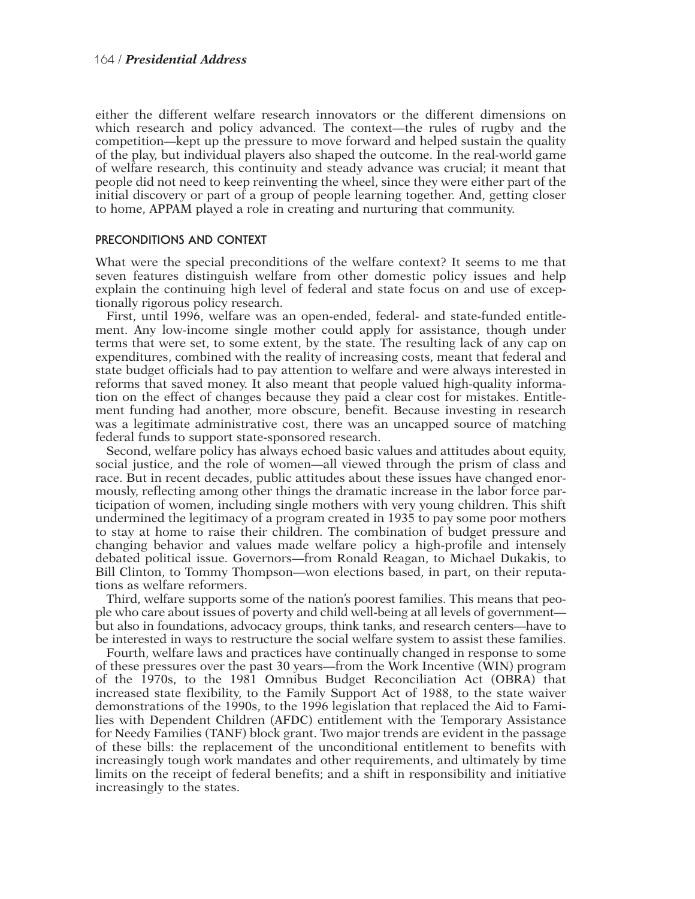either the different welfare research innovators or the different dimensions on which research and policy advanced. The context—the rules of rugby and the competition—kept up the pressure to move forward and helped sustain the quality of the play, but individual players also shaped the outcome. In the real-world game of welfare research, this continuity and steady advance was crucial; it meant that people did not need to keep reinventing the wheel, since they were either part of the initial discovery or part of a group of people learning together. And, getting closer to home, APPAM played a role in creating and nurturing that community.

## PRECONDITIONS AND CONTEXT

What were the special preconditions of the welfare context? It seems to me that seven features distinguish welfare from other domestic policy issues and help explain the continuing high level of federal and state focus on and use of exceptionally rigorous policy research.

First, until 1996, welfare was an open-ended, federal- and state-funded entitlement. Any low-income single mother could apply for assistance, though under terms that were set, to some extent, by the state. The resulting lack of any cap on expenditures, combined with the reality of increasing costs, meant that federal and state budget officials had to pay attention to welfare and were always interested in reforms that saved money. It also meant that people valued high-quality information on the effect of changes because they paid a clear cost for mistakes. Entitlement funding had another, more obscure, benefit. Because investing in research was a legitimate administrative cost, there was an uncapped source of matching federal funds to support state-sponsored research.

Second, welfare policy has always echoed basic values and attitudes about equity, social justice, and the role of women—all viewed through the prism of class and race. But in recent decades, public attitudes about these issues have changed enormously, reflecting among other things the dramatic increase in the labor force participation of women, including single mothers with very young children. This shift undermined the legitimacy of a program created in 1935 to pay some poor mothers to stay at home to raise their children. The combination of budget pressure and changing behavior and values made welfare policy a high-profile and intensely debated political issue. Governors—from Ronald Reagan, to Michael Dukakis, to Bill Clinton, to Tommy Thompson—won elections based, in part, on their reputations as welfare reformers.

Third, welfare supports some of the nation's poorest families. This means that people who care about issues of poverty and child well-being at all levels of government—but also in foundations, advocacy groups, think tanks, and research centers—have to be interested in ways to restructure the social welfare system to assist these families.

Fourth, welfare laws and practices have continually changed in response to some of these pressures over the past 30 years—from the Work Incentive (WIN) program of the 1970s, to the 1981 Omnibus Budget Reconciliation Act (OBRA) that increased state flexibility, to the Family Support Act of 1988, to the state waiver demonstrations of the 1990s, to the 1996 legislation that replaced the Aid to Families with Dependent Children (AFDC) entitlement with the Temporary Assistance for Needy Families (TANF) block grant. Two major trends are evident in the passage of these bills: the replacement of the unconditional entitlement to benefits with increasingly tough work mandates and other requirements, and ultimately by time limits on the receipt of federal benefits; and a shift in responsibility and initiative increasingly to the states.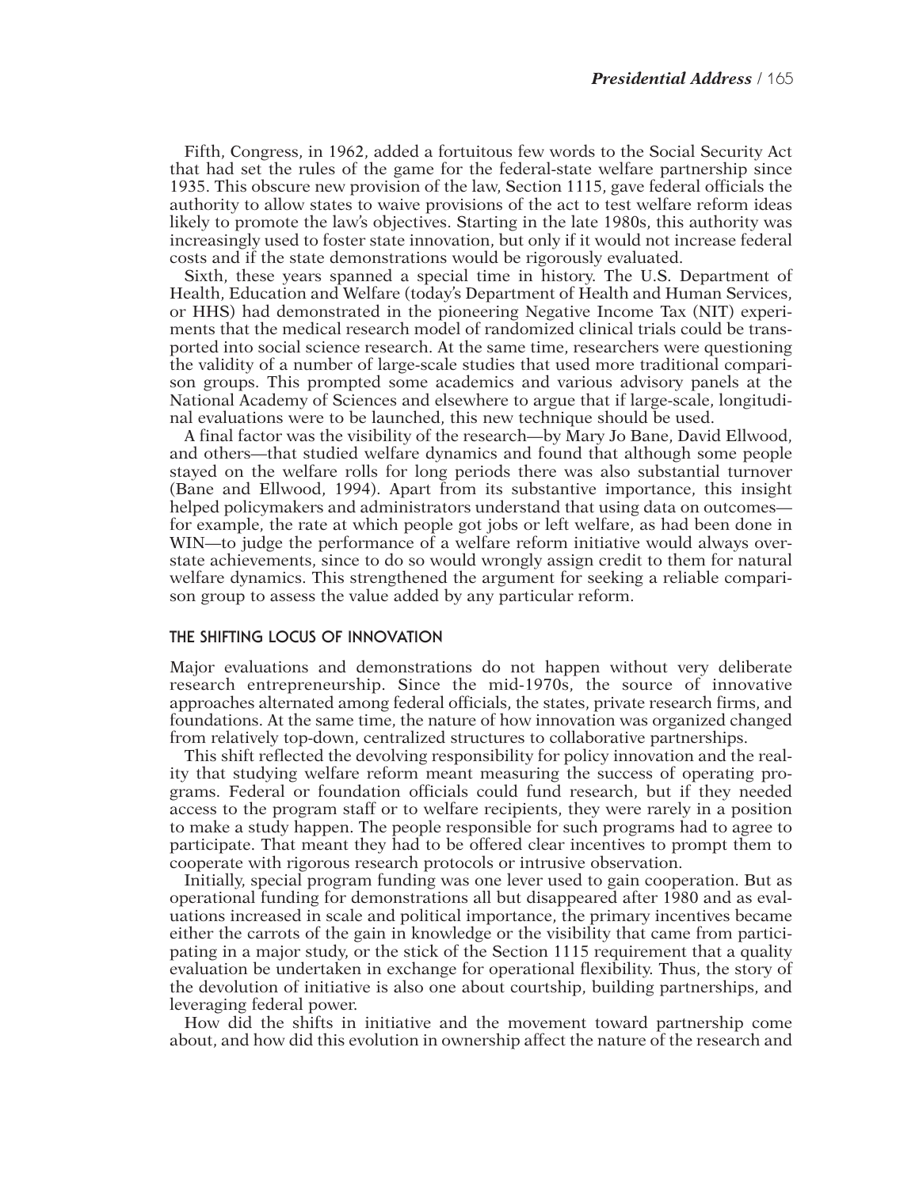Fifth, Congress, in 1962, added a fortuitous few words to the Social Security Act that had set the rules of the game for the federal-state welfare partnership since 1935. This obscure new provision of the law, Section 1115, gave federal officials the authority to allow states to waive provisions of the act to test welfare reform ideas likely to promote the law's objectives. Starting in the late 1980s, this authority was increasingly used to foster state innovation, but only if it would not increase federal costs and if the state demonstrations would be rigorously evaluated.

Sixth, these years spanned a special time in history. The U.S. Department of Health, Education and Welfare (today's Department of Health and Human Services, or HHS) had demonstrated in the pioneering Negative Income Tax (NIT) experiments that the medical research model of randomized clinical trials could be transported into social science research. At the same time, researchers were questioning the validity of a number of large-scale studies that used more traditional comparison groups. This prompted some academics and various advisory panels at the National Academy of Sciences and elsewhere to argue that if large-scale, longitudinal evaluations were to be launched, this new technique should be used.

A final factor was the visibility of the research—by Mary Jo Bane, David Ellwood, and others—that studied welfare dynamics and found that although some people stayed on the welfare rolls for long periods there was also substantial turnover (Bane and Ellwood, 1994). Apart from its substantive importance, this insight helped policymakers and administrators understand that using data on outcomes—for example, the rate at which people got jobs or left welfare, as had been done in WIN—to judge the performance of a welfare reform initiative would always overstate achievements, since to do so would wrongly assign credit to them for natural welfare dynamics. This strengthened the argument for seeking a reliable comparison group to assess the value added by any particular reform.

## THE SHIFTING LOCUS OF INNOVATION

Major evaluations and demonstrations do not happen without very deliberate research entrepreneurship. Since the mid-1970s, the source of innovative approaches alternated among federal officials, the states, private research firms, and foundations. At the same time, the nature of how innovation was organized changed from relatively top-down, centralized structures to collaborative partnerships.

This shift reflected the devolving responsibility for policy innovation and the reality that studying welfare reform meant measuring the success of operating programs. Federal or foundation officials could fund research, but if they needed access to the program staff or to welfare recipients, they were rarely in a position to make a study happen. The people responsible for such programs had to agree to participate. That meant they had to be offered clear incentives to prompt them to cooperate with rigorous research protocols or intrusive observation.

Initially, special program funding was one lever used to gain cooperation. But as operational funding for demonstrations all but disappeared after 1980 and as evaluations increased in scale and political importance, the primary incentives became either the carrots of the gain in knowledge or the visibility that came from participating in a major study, or the stick of the Section 1115 requirement that a quality evaluation be undertaken in exchange for operational flexibility. Thus, the story of the devolution of initiative is also one about courtship, building partnerships, and leveraging federal power.

How did the shifts in initiative and the movement toward partnership come about, and how did this evolution in ownership affect the nature of the research and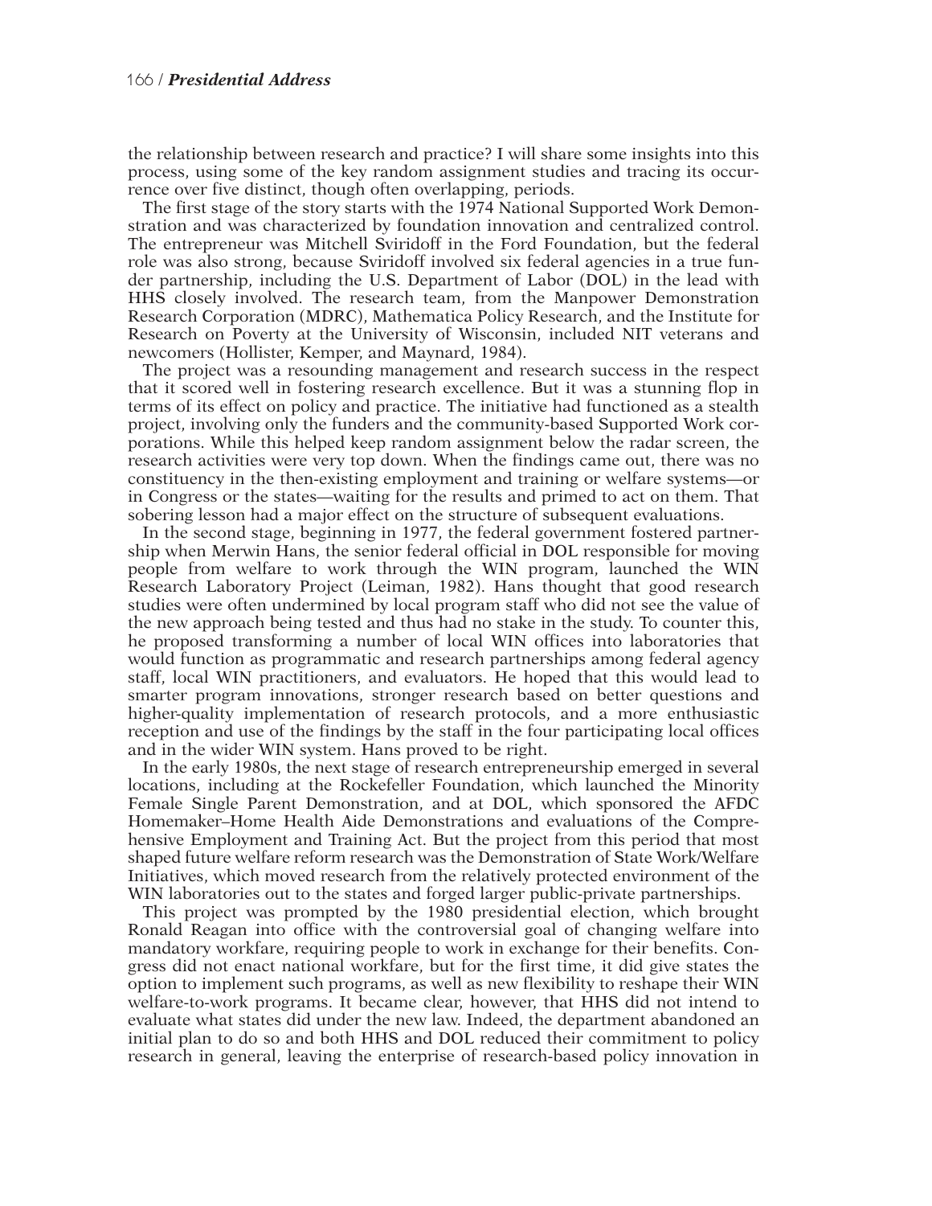the relationship between research and practice? I will share some insights into this process, using some of the key random assignment studies and tracing its occurrence over five distinct, though often overlapping, periods.

The first stage of the story starts with the 1974 National Supported Work Demonstration and was characterized by foundation innovation and centralized control. The entrepreneur was Mitchell Sviridoff in the Ford Foundation, but the federal role was also strong, because Sviridoff involved six federal agencies in a true funder partnership, including the U.S. Department of Labor (DOL) in the lead with HHS closely involved. The research team, from the Manpower Demonstration Research Corporation (MDRC), Mathematica Policy Research, and the Institute for Research on Poverty at the University of Wisconsin, included NIT veterans and newcomers (Hollister, Kemper, and Maynard, 1984).

The project was a resounding management and research success in the respect that it scored well in fostering research excellence. But it was a stunning flop in terms of its effect on policy and practice. The initiative had functioned as a stealth project, involving only the funders and the community-based Supported Work corporations. While this helped keep random assignment below the radar screen, the research activities were very top down. When the findings came out, there was no constituency in the then-existing employment and training or welfare systems—or in Congress or the states—waiting for the results and primed to act on them. That sobering lesson had a major effect on the structure of subsequent evaluations.

In the second stage, beginning in 1977, the federal government fostered partnership when Merwin Hans, the senior federal official in DOL responsible for moving people from welfare to work through the WIN program, launched the WIN Research Laboratory Project (Leiman, 1982). Hans thought that good research studies were often undermined by local program staff who did not see the value of the new approach being tested and thus had no stake in the study. To counter this, he proposed transforming a number of local WIN offices into laboratories that would function as programmatic and research partnerships among federal agency staff, local WIN practitioners, and evaluators. He hoped that this would lead to smarter program innovations, stronger research based on better questions and higher-quality implementation of research protocols, and a more enthusiastic reception and use of the findings by the staff in the four participating local offices and in the wider WIN system. Hans proved to be right.

In the early 1980s, the next stage of research entrepreneurship emerged in several locations, including at the Rockefeller Foundation, which launched the Minority Female Single Parent Demonstration, and at DOL, which sponsored the AFDC Homemaker–Home Health Aide Demonstrations and evaluations of the Comprehensive Employment and Training Act. But the project from this period that most shaped future welfare reform research was the Demonstration of State Work/Welfare Initiatives, which moved research from the relatively protected environment of the WIN laboratories out to the states and forged larger public-private partnerships.

This project was prompted by the 1980 presidential election, which brought Ronald Reagan into office with the controversial goal of changing welfare into mandatory workfare, requiring people to work in exchange for their benefits. Congress did not enact national workfare, but for the first time, it did give states the option to implement such programs, as well as new flexibility to reshape their WIN welfare-to-work programs. It became clear, however, that HHS did not intend to evaluate what states did under the new law. Indeed, the department abandoned an initial plan to do so and both HHS and DOL reduced their commitment to policy research in general, leaving the enterprise of research-based policy innovation in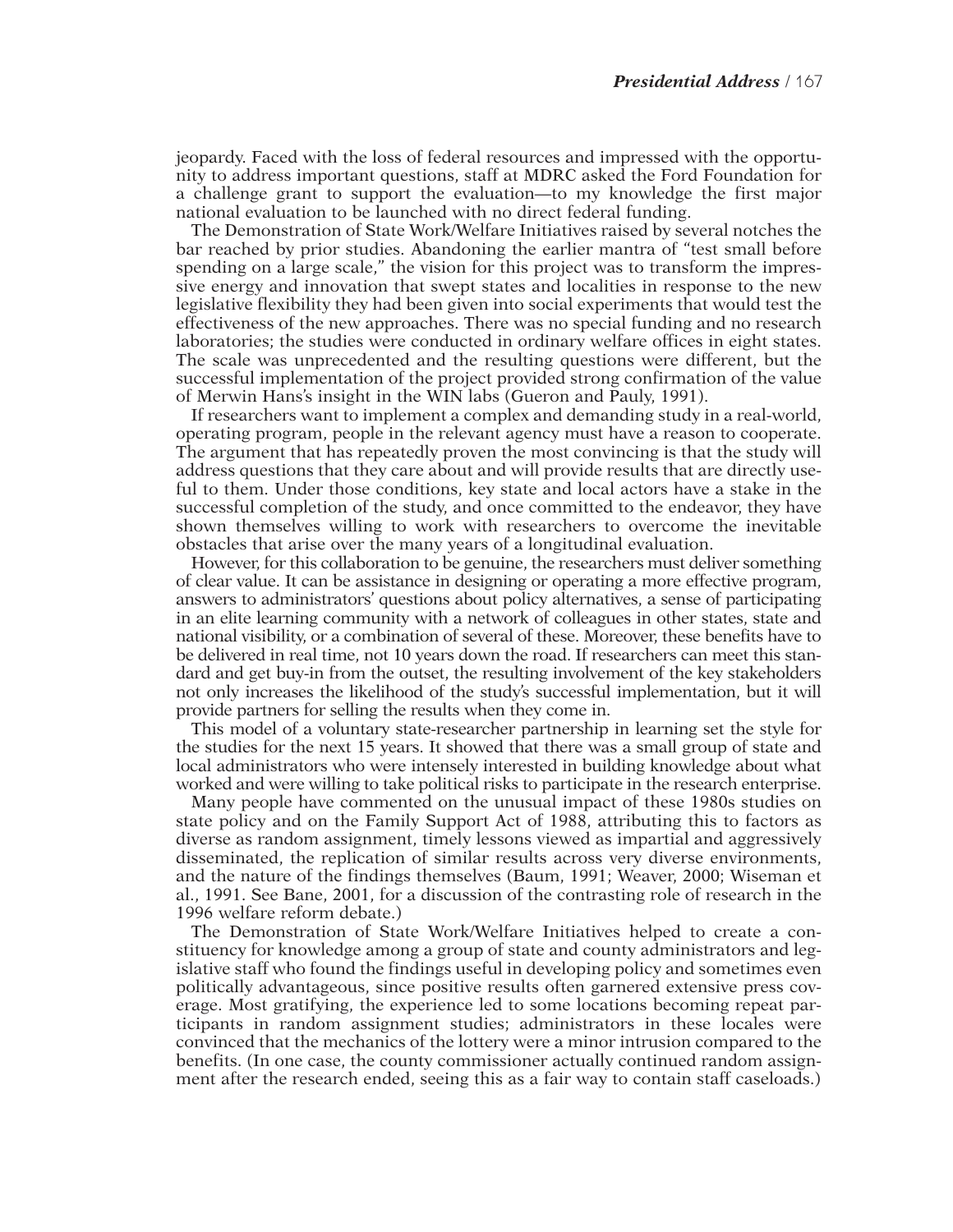jeopardy. Faced with the loss of federal resources and impressed with the opportunity to address important questions, staff at MDRC asked the Ford Foundation for a challenge grant to support the evaluation—to my knowledge the first major national evaluation to be launched with no direct federal funding.

The Demonstration of State Work/Welfare Initiatives raised by several notches the bar reached by prior studies. Abandoning the earlier mantra of "test small before spending on a large scale," the vision for this project was to transform the impressive energy and innovation that swept states and localities in response to the new legislative flexibility they had been given into social experiments that would test the effectiveness of the new approaches. There was no special funding and no research laboratories; the studies were conducted in ordinary welfare offices in eight states. The scale was unprecedented and the resulting questions were different, but the successful implementation of the project provided strong confirmation of the value of Merwin Hans's insight in the WIN labs (Gueron and Pauly, 1991).

If researchers want to implement a complex and demanding study in a real-world, operating program, people in the relevant agency must have a reason to cooperate. The argument that has repeatedly proven the most convincing is that the study will address questions that they care about and will provide results that are directly useful to them. Under those conditions, key state and local actors have a stake in the successful completion of the study, and once committed to the endeavor, they have shown themselves willing to work with researchers to overcome the inevitable obstacles that arise over the many years of a longitudinal evaluation.

However, for this collaboration to be genuine, the researchers must deliver something of clear value. It can be assistance in designing or operating a more effective program, answers to administrators' questions about policy alternatives, a sense of participating in an elite learning community with a network of colleagues in other states, state and national visibility, or a combination of several of these. Moreover, these benefits have to be delivered in real time, not 10 years down the road. If researchers can meet this standard and get buy-in from the outset, the resulting involvement of the key stakeholders not only increases the likelihood of the study's successful implementation, but it will provide partners for selling the results when they come in.

This model of a voluntary state-researcher partnership in learning set the style for the studies for the next 15 years. It showed that there was a small group of state and local administrators who were intensely interested in building knowledge about what worked and were willing to take political risks to participate in the research enterprise.

Many people have commented on the unusual impact of these 1980s studies on state policy and on the Family Support Act of 1988, attributing this to factors as diverse as random assignment, timely lessons viewed as impartial and aggressively disseminated, the replication of similar results across very diverse environments, and the nature of the findings themselves (Baum, 1991; Weaver, 2000; Wiseman et al., 1991. See Bane, 2001, for a discussion of the contrasting role of research in the 1996 welfare reform debate.)

The Demonstration of State Work/Welfare Initiatives helped to create a constituency for knowledge among a group of state and county administrators and legislative staff who found the findings useful in developing policy and sometimes even politically advantageous, since positive results often garnered extensive press coverage. Most gratifying, the experience led to some locations becoming repeat participants in random assignment studies; administrators in these locales were convinced that the mechanics of the lottery were a minor intrusion compared to the benefits. (In one case, the county commissioner actually continued random assignment after the research ended, seeing this as a fair way to contain staff caseloads.)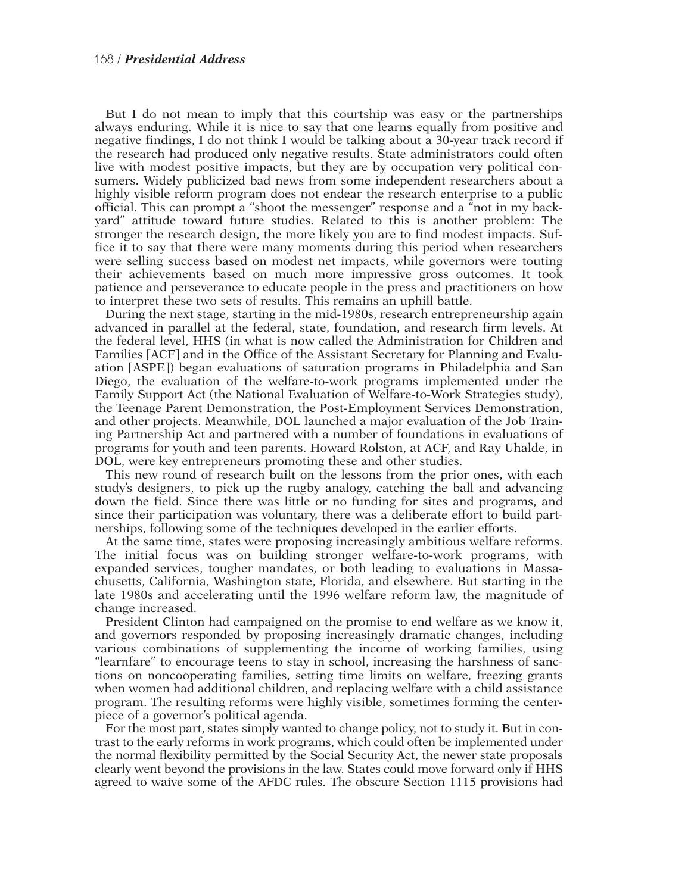But I do not mean to imply that this courtship was easy or the partnerships always enduring. While it is nice to say that one learns equally from positive and negative findings, I do not think I would be talking about a 30-year track record if the research had produced only negative results. State administrators could often live with modest positive impacts, but they are by occupation very political consumers. Widely publicized bad news from some independent researchers about a highly visible reform program does not endear the research enterprise to a public official. This can prompt a "shoot the messenger" response and a "not in my backyard" attitude toward future studies. Related to this is another problem: The stronger the research design, the more likely you are to find modest impacts. Suffice it to say that there were many moments during this period when researchers were selling success based on modest net impacts, while governors were touting their achievements based on much more impressive gross outcomes. It took patience and perseverance to educate people in the press and practitioners on how to interpret these two sets of results. This remains an uphill battle.

During the next stage, starting in the mid-1980s, research entrepreneurship again advanced in parallel at the federal, state, foundation, and research firm levels. At the federal level, HHS (in what is now called the Administration for Children and Families [ACF] and in the Office of the Assistant Secretary for Planning and Evaluation [ASPE]) began evaluations of saturation programs in Philadelphia and San Diego, the evaluation of the welfare-to-work programs implemented under the Family Support Act (the National Evaluation of Welfare-to-Work Strategies study), the Teenage Parent Demonstration, the Post-Employment Services Demonstration, and other projects. Meanwhile, DOL launched a major evaluation of the Job Training Partnership Act and partnered with a number of foundations in evaluations of programs for youth and teen parents. Howard Rolston, at ACF, and Ray Uhalde, in DOL, were key entrepreneurs promoting these and other studies.

This new round of research built on the lessons from the prior ones, with each study's designers, to pick up the rugby analogy, catching the ball and advancing down the field. Since there was little or no funding for sites and programs, and since their participation was voluntary, there was a deliberate effort to build partnerships, following some of the techniques developed in the earlier efforts.

At the same time, states were proposing increasingly ambitious welfare reforms. The initial focus was on building stronger welfare-to-work programs, with expanded services, tougher mandates, or both leading to evaluations in Massachusetts, California, Washington state, Florida, and elsewhere. But starting in the late 1980s and accelerating until the 1996 welfare reform law, the magnitude of change increased.

President Clinton had campaigned on the promise to end welfare as we know it, and governors responded by proposing increasingly dramatic changes, including various combinations of supplementing the income of working families, using "learnfare" to encourage teens to stay in school, increasing the harshness of sanctions on noncooperating families, setting time limits on welfare, freezing grants when women had additional children, and replacing welfare with a child assistance program. The resulting reforms were highly visible, sometimes forming the centerpiece of a governor's political agenda.

For the most part, states simply wanted to change policy, not to study it. But in contrast to the early reforms in work programs, which could often be implemented under the normal flexibility permitted by the Social Security Act, the newer state proposals clearly went beyond the provisions in the law. States could move forward only if HHS agreed to waive some of the AFDC rules. The obscure Section 1115 provisions had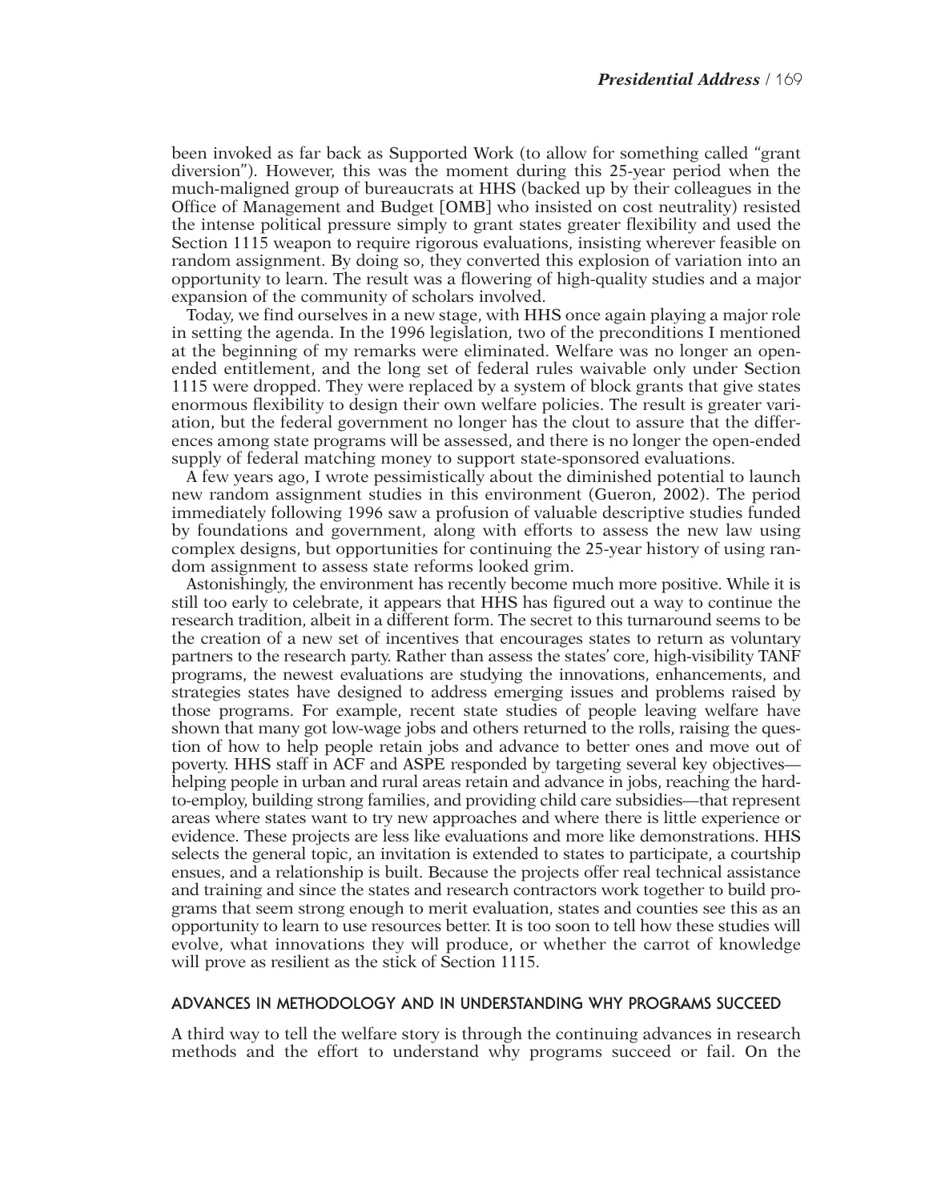been invoked as far back as Supported Work (to allow for something called "grant diversion"). However, this was the moment during this 25-year period when the much-maligned group of bureaucrats at HHS (backed up by their colleagues in the Office of Management and Budget [OMB] who insisted on cost neutrality) resisted the intense political pressure simply to grant states greater flexibility and used the Section 1115 weapon to require rigorous evaluations, insisting wherever feasible on random assignment. By doing so, they converted this explosion of variation into an opportunity to learn. The result was a flowering of high-quality studies and a major expansion of the community of scholars involved.

Today, we find ourselves in a new stage, with HHS once again playing a major role in setting the agenda. In the 1996 legislation, two of the preconditions I mentioned at the beginning of my remarks were eliminated. Welfare was no longer an open-ended entitlement, and the long set of federal rules waivable only under Section 1115 were dropped. They were replaced by a system of block grants that give states enormous flexibility to design their own welfare policies. The result is greater variation, but the federal government no longer has the clout to assure that the differences among state programs will be assessed, and there is no longer the open-ended supply of federal matching money to support state-sponsored evaluations.

A few years ago, I wrote pessimistically about the diminished potential to launch new random assignment studies in this environment (Gueron, 2002). The period immediately following 1996 saw a profusion of valuable descriptive studies funded by foundations and government, along with efforts to assess the new law using complex designs, but opportunities for continuing the 25-year history of using random assignment to assess state reforms looked grim.

Astonishingly, the environment has recently become much more positive. While it is still too early to celebrate, it appears that HHS has figured out a way to continue the research tradition, albeit in a different form. The secret to this turnaround seems to be the creation of a new set of incentives that encourages states to return as voluntary partners to the research party. Rather than assess the states' core, high-visibility TANF programs, the newest evaluations are studying the innovations, enhancements, and strategies states have designed to address emerging issues and problems raised by those programs. For example, recent state studies of people leaving welfare have shown that many got low-wage jobs and others returned to the rolls, raising the question of how to help people retain jobs and advance to better ones and move out of poverty. HHS staff in ACF and ASPE responded by targeting several key objectives—helping people in urban and rural areas retain and advance in jobs, reaching the hard-to-employ, building strong families, and providing child care subsidies—that represent areas where states want to try new approaches and where there is little experience or evidence. These projects are less like evaluations and more like demonstrations. HHS selects the general topic, an invitation is extended to states to participate, a courtship ensues, and a relationship is built. Because the projects offer real technical assistance and training and since the states and research contractors work together to build programs that seem strong enough to merit evaluation, states and counties see this as an opportunity to learn to use resources better. It is too soon to tell how these studies will evolve, what innovations they will produce, or whether the carrot of knowledge will prove as resilient as the stick of Section 1115.

## ADVANCES IN METHODOLOGY AND IN UNDERSTANDING WHY PROGRAMS SUCCEED

A third way to tell the welfare story is through the continuing advances in research methods and the effort to understand why programs succeed or fail. On the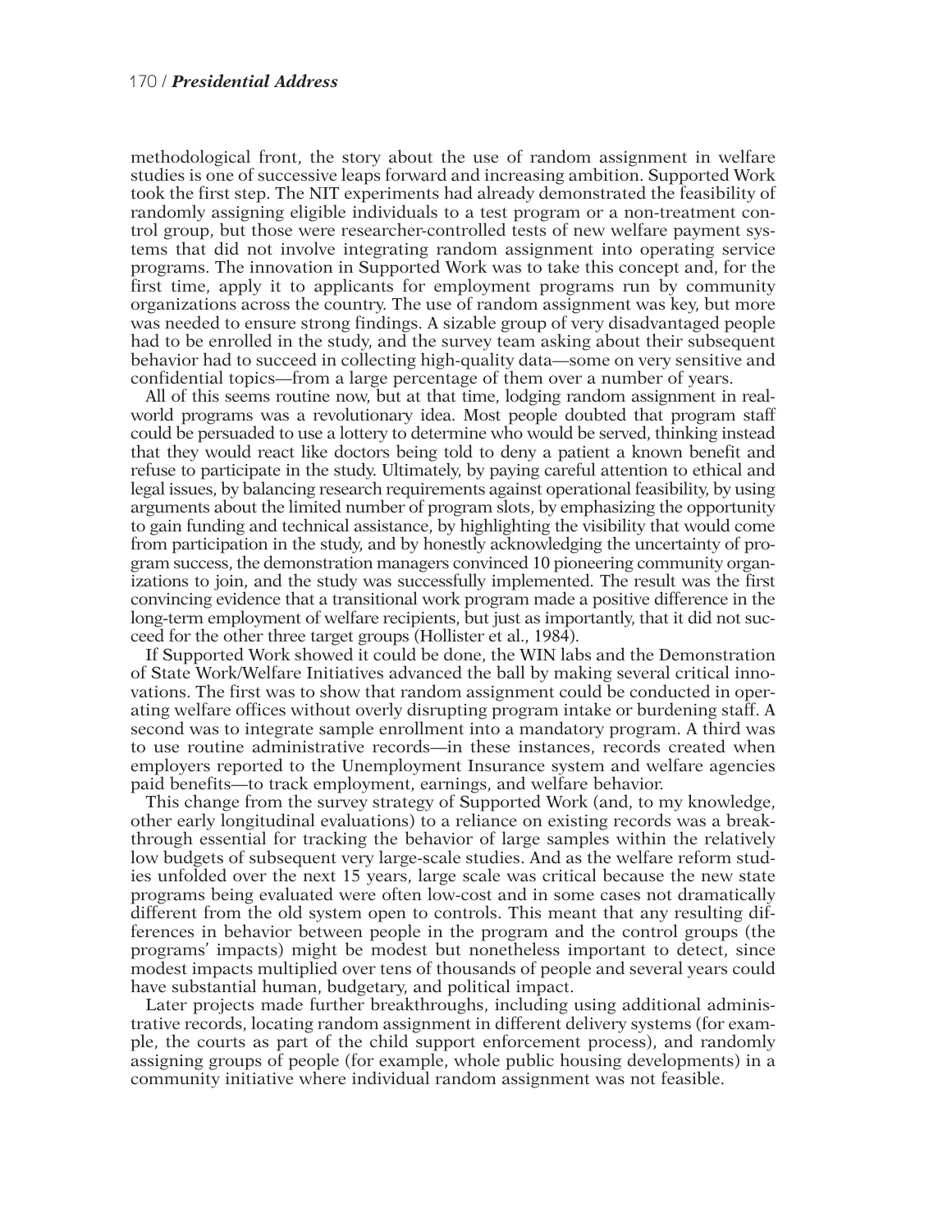methodological front, the story about the use of random assignment in welfare studies is one of successive leaps forward and increasing ambition. Supported Work took the first step. The NIT experiments had already demonstrated the feasibility of randomly assigning eligible individuals to a test program or a non-treatment control group, but those were researcher-controlled tests of new welfare payment systems that did not involve integrating random assignment into operating service programs. The innovation in Supported Work was to take this concept and, for the first time, apply it to applicants for employment programs run by community organizations across the country. The use of random assignment was key, but more was needed to ensure strong findings. A sizable group of very disadvantaged people had to be enrolled in the study, and the survey team asking about their subsequent behavior had to succeed in collecting high-quality data—some on very sensitive and confidential topics—from a large percentage of them over a number of years.

All of this seems routine now, but at that time, lodging random assignment in real-world programs was a revolutionary idea. Most people doubted that program staff could be persuaded to use a lottery to determine who would be served, thinking instead that they would react like doctors being told to deny a patient a known benefit and refuse to participate in the study. Ultimately, by paying careful attention to ethical and legal issues, by balancing research requirements against operational feasibility, by using arguments about the limited number of program slots, by emphasizing the opportunity to gain funding and technical assistance, by highlighting the visibility that would come from participation in the study, and by honestly acknowledging the uncertainty of program success, the demonstration managers convinced 10 pioneering community organizations to join, and the study was successfully implemented. The result was the first convincing evidence that a transitional work program made a positive difference in the long-term employment of welfare recipients, but just as importantly, that it did not succeed for the other three target groups (Hollister et al., 1984).

If Supported Work showed it could be done, the WIN labs and the Demonstration of State Work/Welfare Initiatives advanced the ball by making several critical innovations. The first was to show that random assignment could be conducted in operating welfare offices without overly disrupting program intake or burdening staff. A second was to integrate sample enrollment into a mandatory program. A third was to use routine administrative records—in these instances, records created when employers reported to the Unemployment Insurance system and welfare agencies paid benefits—to track employment, earnings, and welfare behavior.

This change from the survey strategy of Supported Work (and, to my knowledge, other early longitudinal evaluations) to a reliance on existing records was a breakthrough essential for tracking the behavior of large samples within the relatively low budgets of subsequent very large-scale studies. And as the welfare reform studies unfolded over the next 15 years, large scale was critical because the new state programs being evaluated were often low-cost and in some cases not dramatically different from the old system open to controls. This meant that any resulting differences in behavior between people in the program and the control groups (the programs' impacts) might be modest but nonetheless important to detect, since modest impacts multiplied over tens of thousands of people and several years could have substantial human, budgetary, and political impact.

Later projects made further breakthroughs, including using additional administrative records, locating random assignment in different delivery systems (for example, the courts as part of the child support enforcement process), and randomly assigning groups of people (for example, whole public housing developments) in a community initiative where individual random assignment was not feasible.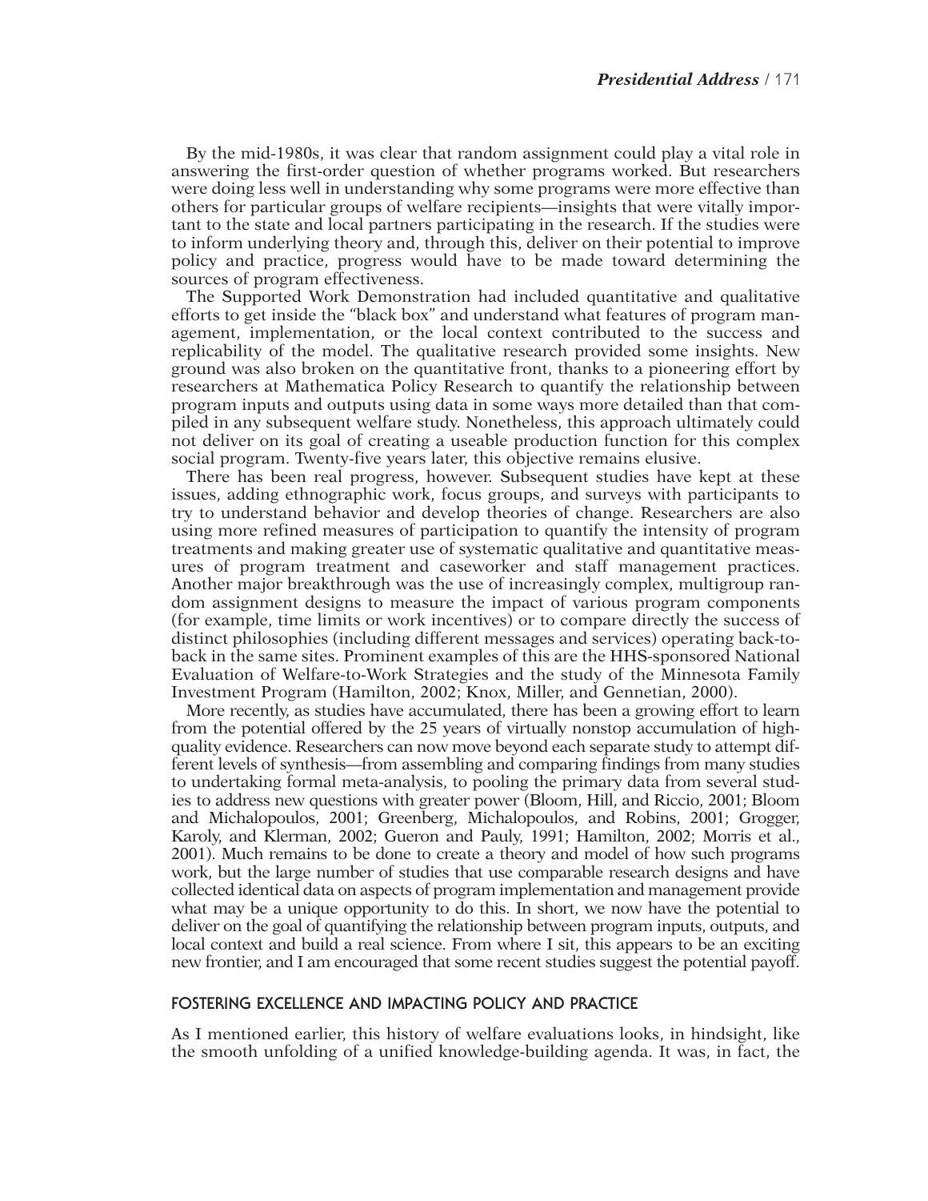By the mid-1980s, it was clear that random assignment could play a vital role in answering the first-order question of whether programs worked. But researchers were doing less well in understanding why some programs were more effective than others for particular groups of welfare recipients—insights that were vitally important to the state and local partners participating in the research. If the studies were to inform underlying theory and, through this, deliver on their potential to improve policy and practice, progress would have to be made toward determining the sources of program effectiveness.

The Supported Work Demonstration had included quantitative and qualitative efforts to get inside the "black box" and understand what features of program management, implementation, or the local context contributed to the success and replicability of the model. The qualitative research provided some insights. New ground was also broken on the quantitative front, thanks to a pioneering effort by researchers at Mathematica Policy Research to quantify the relationship between program inputs and outputs using data in some ways more detailed than that compiled in any subsequent welfare study. Nonetheless, this approach ultimately could not deliver on its goal of creating a useable production function for this complex social program. Twenty-five years later, this objective remains elusive.

There has been real progress, however. Subsequent studies have kept at these issues, adding ethnographic work, focus groups, and surveys with participants to try to understand behavior and develop theories of change. Researchers are also using more refined measures of participation to quantify the intensity of program treatments and making greater use of systematic qualitative and quantitative measures of program treatment and caseworker and staff management practices. Another major breakthrough was the use of increasingly complex, multigroup random assignment designs to measure the impact of various program components (for example, time limits or work incentives) or to compare directly the success of distinct philosophies (including different messages and services) operating back-to-back in the same sites. Prominent examples of this are the HHS-sponsored National Evaluation of Welfare-to-Work Strategies and the study of the Minnesota Family Investment Program (Hamilton, 2002; Knox, Miller, and Gennetian, 2000).

More recently, as studies have accumulated, there has been a growing effort to learn from the potential offered by the 25 years of virtually nonstop accumulation of high-quality evidence. Researchers can now move beyond each separate study to attempt different levels of synthesis—from assembling and comparing findings from many studies to undertaking formal meta-analysis, to pooling the primary data from several studies to address new questions with greater power (Bloom, Hill, and Riccio, 2001; Bloom and Michalopoulos, 2001; Greenberg, Michalopoulos, and Robins, 2001; Grogger, Karoly, and Klerman, 2002; Gueron and Pauly, 1991; Hamilton, 2002; Morris et al., 2001). Much remains to be done to create a theory and model of how such programs work, but the large number of studies that use comparable research designs and have collected identical data on aspects of program implementation and management provide what may be a unique opportunity to do this. In short, we now have the potential to deliver on the goal of quantifying the relationship between program inputs, outputs, and local context and build a real science. From where I sit, this appears to be an exciting new frontier, and I am encouraged that some recent studies suggest the potential payoff.

## FOSTERING EXCELLENCE AND IMPACTING POLICY AND PRACTICE

As I mentioned earlier, this history of welfare evaluations looks, in hindsight, like the smooth unfolding of a unified knowledge-building agenda. It was, in fact, the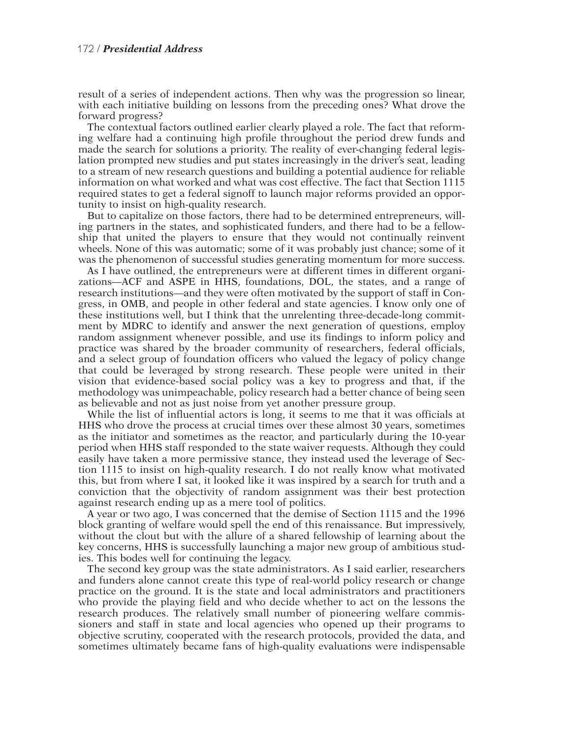result of a series of independent actions. Then why was the progression so linear, with each initiative building on lessons from the preceding ones? What drove the forward progress?

The contextual factors outlined earlier clearly played a role. The fact that reforming welfare had a continuing high profile throughout the period drew funds and made the search for solutions a priority. The reality of ever-changing federal legislation prompted new studies and put states increasingly in the driver's seat, leading to a stream of new research questions and building a potential audience for reliable information on what worked and what was cost effective. The fact that Section 1115 required states to get a federal signoff to launch major reforms provided an opportunity to insist on high-quality research.

But to capitalize on those factors, there had to be determined entrepreneurs, willing partners in the states, and sophisticated funders, and there had to be a fellowship that united the players to ensure that they would not continually reinvent wheels. None of this was automatic; some of it was probably just chance; some of it was the phenomenon of successful studies generating momentum for more success.

As I have outlined, the entrepreneurs were at different times in different organizations—ACF and ASPE in HHS, foundations, DOL, the states, and a range of research institutions—and they were often motivated by the support of staff in Congress, in OMB, and people in other federal and state agencies. I know only one of these institutions well, but I think that the unrelenting three-decade-long commitment by MDRC to identify and answer the next generation of questions, employ random assignment whenever possible, and use its findings to inform policy and practice was shared by the broader community of researchers, federal officials, and a select group of foundation officers who valued the legacy of policy change that could be leveraged by strong research. These people were united in their vision that evidence-based social policy was a key to progress and that, if the methodology was unimpeachable, policy research had a better chance of being seen as believable and not as just noise from yet another pressure group.

While the list of influential actors is long, it seems to me that it was officials at HHS who drove the process at crucial times over these almost 30 years, sometimes as the initiator and sometimes as the reactor, and particularly during the 10-year period when HHS staff responded to the state waiver requests. Although they could easily have taken a more permissive stance, they instead used the leverage of Section 1115 to insist on high-quality research. I do not really know what motivated this, but from where I sat, it looked like it was inspired by a search for truth and a conviction that the objectivity of random assignment was their best protection against research ending up as a mere tool of politics.

A year or two ago, I was concerned that the demise of Section 1115 and the 1996 block granting of welfare would spell the end of this renaissance. But impressively, without the clout but with the allure of a shared fellowship of learning about the key concerns, HHS is successfully launching a major new group of ambitious studies. This bodes well for continuing the legacy.

The second key group was the state administrators. As I said earlier, researchers and funders alone cannot create this type of real-world policy research or change practice on the ground. It is the state and local administrators and practitioners who provide the playing field and who decide whether to act on the lessons the research produces. The relatively small number of pioneering welfare commissioners and staff in state and local agencies who opened up their programs to objective scrutiny, cooperated with the research protocols, provided the data, and sometimes ultimately became fans of high-quality evaluations were indispensable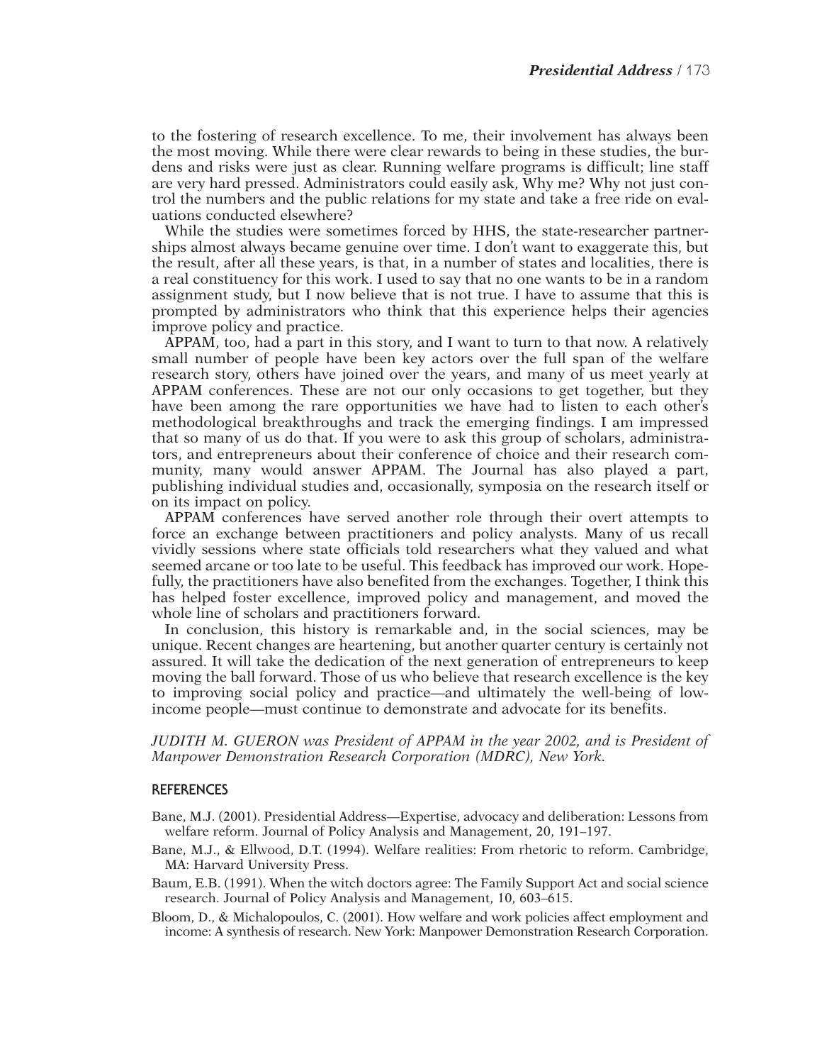to the fostering of research excellence. To me, their involvement has always been the most moving. While there were clear rewards to being in these studies, the burdens and risks were just as clear. Running welfare programs is difficult; line staff are very hard pressed. Administrators could easily ask, Why me? Why not just control the numbers and the public relations for my state and take a free ride on evaluations conducted elsewhere?

While the studies were sometimes forced by HHS, the state-researcher partnerships almost always became genuine over time. I don't want to exaggerate this, but the result, after all these years, is that, in a number of states and localities, there is a real constituency for this work. I used to say that no one wants to be in a random assignment study, but I now believe that is not true. I have to assume that this is prompted by administrators who think that this experience helps their agencies improve policy and practice.

APPAM, too, had a part in this story, and I want to turn to that now. A relatively small number of people have been key actors over the full span of the welfare research story, others have joined over the years, and many of us meet yearly at APPAM conferences. These are not our only occasions to get together, but they have been among the rare opportunities we have had to listen to each other's methodological breakthroughs and track the emerging findings. I am impressed that so many of us do that. If you were to ask this group of scholars, administrators, and entrepreneurs about their conference of choice and their research community, many would answer APPAM. The Journal has also played a part, publishing individual studies and, occasionally, symposia on the research itself or on its impact on policy.

APPAM conferences have served another role through their overt attempts to force an exchange between practitioners and policy analysts. Many of us recall vividly sessions where state officials told researchers what they valued and what seemed arcane or too late to be useful. This feedback has improved our work. Hopefully, the practitioners have also benefited from the exchanges. Together, I think this has helped foster excellence, improved policy and management, and moved the whole line of scholars and practitioners forward.

In conclusion, this history is remarkable and, in the social sciences, may be unique. Recent changes are heartening, but another quarter century is certainly not assured. It will take the dedication of the next generation of entrepreneurs to keep moving the ball forward. Those of us who believe that research excellence is the key to improving social policy and practice—and ultimately the well-being of low-income people—must continue to demonstrate and advocate for its benefits.

*JUDITH M. GUERON was President of APPAM in the year 2002, and is President of Manpower Demonstration Research Corporation (MDRC), New York.*

## REFERENCES

Bane, M.J. (2001). Presidential Address—Expertise, advocacy and deliberation: Lessons from welfare reform. Journal of Policy Analysis and Management, 20, 191–197.

Bane, M.J., & Ellwood, D.T. (1994). Welfare realities: From rhetoric to reform. Cambridge, MA: Harvard University Press.

Baum, E.B. (1991). When the witch doctors agree: The Family Support Act and social science research. Journal of Policy Analysis and Management, 10, 603–615.

Bloom, D., & Michalopoulos, C. (2001). How welfare and work policies affect employment and income: A synthesis of research. New York: Manpower Demonstration Research Corporation.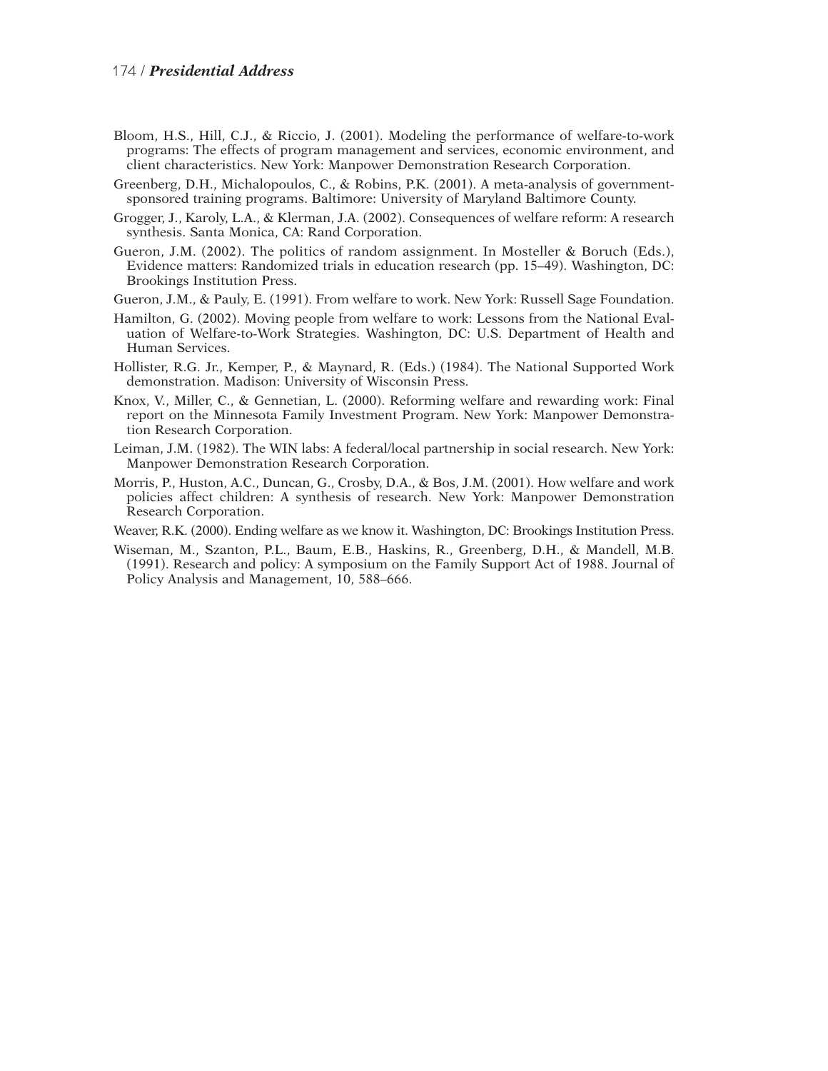Bloom, H.S., Hill, C.J., & Riccio, J. (2001). Modeling the performance of welfare-to-work programs: The effects of program management and services, economic environment, and client characteristics. New York: Manpower Demonstration Research Corporation.

Greenberg, D.H., Michalopoulos, C., & Robins, P.K. (2001). A meta-analysis of government-sponsored training programs. Baltimore: University of Maryland Baltimore County.

Grogger, J., Karoly, L.A., & Klerman, J.A. (2002). Consequences of welfare reform: A research synthesis. Santa Monica, CA: Rand Corporation.

Gueron, J.M. (2002). The politics of random assignment. In Mosteller & Boruch (Eds.), Evidence matters: Randomized trials in education research (pp. 15–49). Washington, DC: Brookings Institution Press.

Gueron, J.M., & Pauly, E. (1991). From welfare to work. New York: Russell Sage Foundation.

Hamilton, G. (2002). Moving people from welfare to work: Lessons from the National Evaluation of Welfare-to-Work Strategies. Washington, DC: U.S. Department of Health and Human Services.

Hollister, R.G. Jr., Kemper, P., & Maynard, R. (Eds.) (1984). The National Supported Work demonstration. Madison: University of Wisconsin Press.

Knox, V., Miller, C., & Gennetian, L. (2000). Reforming welfare and rewarding work: Final report on the Minnesota Family Investment Program. New York: Manpower Demonstration Research Corporation.

Leiman, J.M. (1982). The WIN labs: A federal/local partnership in social research. New York: Manpower Demonstration Research Corporation.

Morris, P., Huston, A.C., Duncan, G., Crosby, D.A., & Bos, J.M. (2001). How welfare and work policies affect children: A synthesis of research. New York: Manpower Demonstration Research Corporation.

Weaver, R.K. (2000). Ending welfare as we know it. Washington, DC: Brookings Institution Press.

Wiseman, M., Szanton, P.L., Baum, E.B., Haskins, R., Greenberg, D.H., & Mandell, M.B. (1991). Research and policy: A symposium on the Family Support Act of 1988. Journal of Policy Analysis and Management, 10, 588–666.